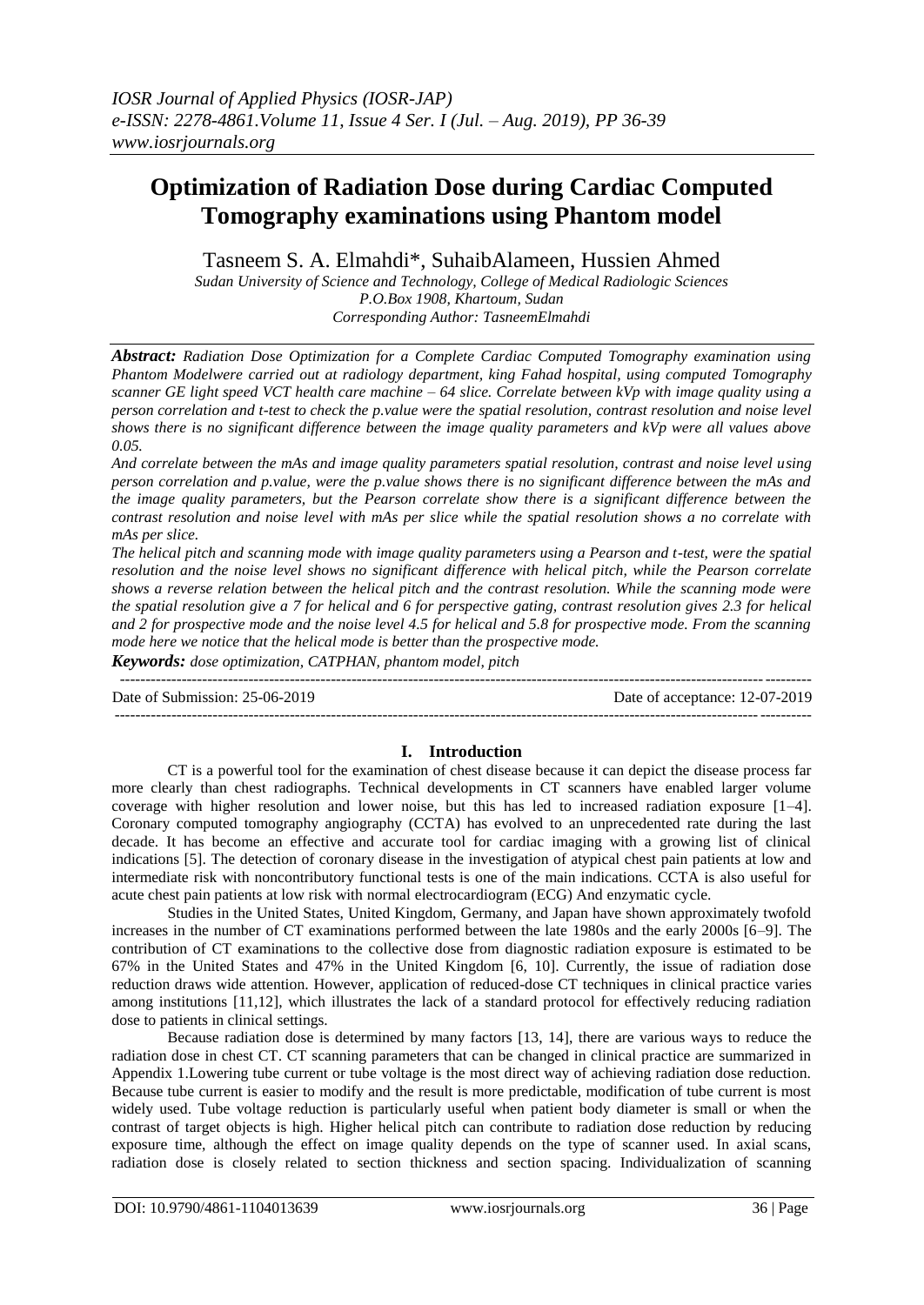# Optimization of Radiation Dose during Cardiac Computed Tomography examinations using Phantom model

Tasneem S. A. Elmahdi*, SuhaibAlameen, Hussien Ahmed

*Sudan University of Science and Technology, College of Medical Radiologic Sciences*
*P.O.Box 1908, Khartoum, Sudan*
*Corresponding Author: TasneemElmahdi*

***Abstract:*** *Radiation Dose Optimization for a Complete Cardiac Computed Tomography examination using Phantom Modelwere carried out at radiology department, king Fahad hospital, using computed Tomography scanner GE light speed VCT health care machine – 64 slice. Correlate between kVp with image quality using a person correlation and t-test to check the p.value were the spatial resolution, contrast resolution and noise level shows there is no significant difference between the image quality parameters and kVp were all values above 0.05.*

*And correlate between the mAs and image quality parameters spatial resolution, contrast and noise level using person correlation and p.value, were the p.value shows there is no significant difference between the mAs and the image quality parameters, but the Pearson correlate show there is a significant difference between the contrast resolution and noise level with mAs per slice while the spatial resolution shows a no correlate with mAs per slice.*

*The helical pitch and scanning mode with image quality parameters using a Pearson and t-test, were the spatial resolution and the noise level shows no significant difference with helical pitch, while the Pearson correlate shows a reverse relation between the helical pitch and the contrast resolution. While the scanning mode were the spatial resolution give a 7 for helical and 6 for perspective gating, contrast resolution gives 2.3 for helical and 2 for prospective mode and the noise level 4.5 for helical and 5.8 for prospective mode. From the scanning mode here we notice that the helical mode is better than the prospective mode.*

***Keywords:*** *dose optimization, CATPHAN, phantom model, pitch*

Date of Submission: 25-06-2019 | Date of acceptance: 12-07-2019

## I. Introduction

CT is a powerful tool for the examination of chest disease because it can depict the disease process far more clearly than chest radiographs. Technical developments in CT scanners have enabled larger volume coverage with higher resolution and lower noise, but this has led to increased radiation exposure [1–4]. Coronary computed tomography angiography (CCTA) has evolved to an unprecedented rate during the last decade. It has become an effective and accurate tool for cardiac imaging with a growing list of clinical indications [5]. The detection of coronary disease in the investigation of atypical chest pain patients at low and intermediate risk with noncontributory functional tests is one of the main indications. CCTA is also useful for acute chest pain patients at low risk with normal electrocardiogram (ECG) And enzymatic cycle.

Studies in the United States, United Kingdom, Germany, and Japan have shown approximately twofold increases in the number of CT examinations performed between the late 1980s and the early 2000s [6–9]. The contribution of CT examinations to the collective dose from diagnostic radiation exposure is estimated to be 67% in the United States and 47% in the United Kingdom [6, 10]. Currently, the issue of radiation dose reduction draws wide attention. However, application of reduced-dose CT techniques in clinical practice varies among institutions [11,12], which illustrates the lack of a standard protocol for effectively reducing radiation dose to patients in clinical settings.

Because radiation dose is determined by many factors [13, 14], there are various ways to reduce the radiation dose in chest CT. CT scanning parameters that can be changed in clinical practice are summarized in Appendix 1.Lowering tube current or tube voltage is the most direct way of achieving radiation dose reduction. Because tube current is easier to modify and the result is more predictable, modification of tube current is most widely used. Tube voltage reduction is particularly useful when patient body diameter is small or when the contrast of target objects is high. Higher helical pitch can contribute to radiation dose reduction by reducing exposure time, although the effect on image quality depends on the type of scanner used. In axial scans, radiation dose is closely related to section thickness and section spacing. Individualization of scanning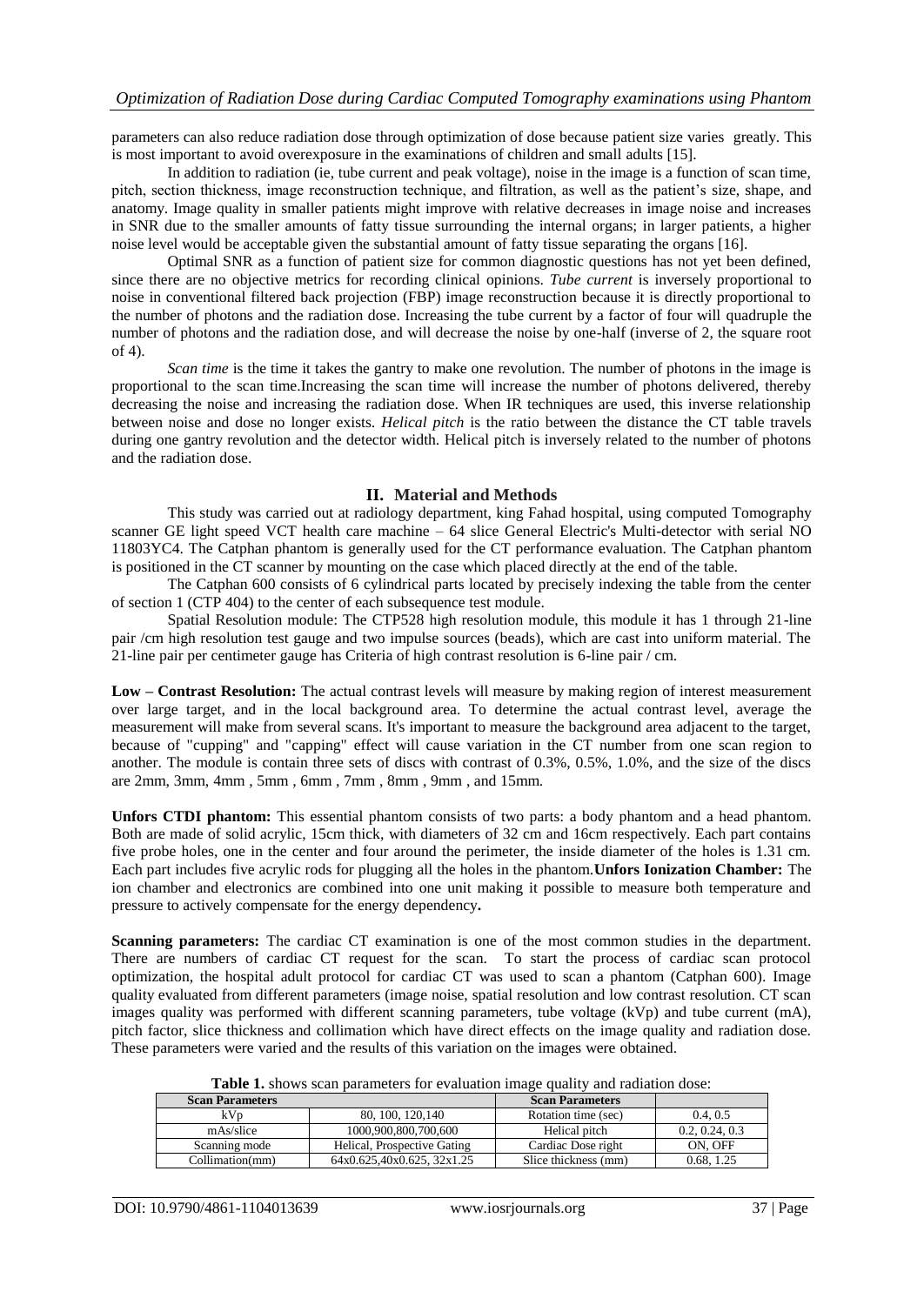parameters can also reduce radiation dose through optimization of dose because patient size varies greatly. This is most important to avoid overexposure in the examinations of children and small adults [15].

In addition to radiation (ie, tube current and peak voltage), noise in the image is a function of scan time, pitch, section thickness, image reconstruction technique, and filtration, as well as the patient's size, shape, and anatomy. Image quality in smaller patients might improve with relative decreases in image noise and increases in SNR due to the smaller amounts of fatty tissue surrounding the internal organs; in larger patients, a higher noise level would be acceptable given the substantial amount of fatty tissue separating the organs [16].

Optimal SNR as a function of patient size for common diagnostic questions has not yet been defined, since there are no objective metrics for recording clinical opinions. *Tube current* is inversely proportional to noise in conventional filtered back projection (FBP) image reconstruction because it is directly proportional to the number of photons and the radiation dose. Increasing the tube current by a factor of four will quadruple the number of photons and the radiation dose, and will decrease the noise by one-half (inverse of 2, the square root of 4).

*Scan time* is the time it takes the gantry to make one revolution. The number of photons in the image is proportional to the scan time.Increasing the scan time will increase the number of photons delivered, thereby decreasing the noise and increasing the radiation dose. When IR techniques are used, this inverse relationship between noise and dose no longer exists. *Helical pitch* is the ratio between the distance the CT table travels during one gantry revolution and the detector width. Helical pitch is inversely related to the number of photons and the radiation dose.

## II. Material and Methods

This study was carried out at radiology department, king Fahad hospital, using computed Tomography scanner GE light speed VCT health care machine – 64 slice General Electric's Multi-detector with serial NO 11803YC4. The Catphan phantom is generally used for the CT performance evaluation. The Catphan phantom is positioned in the CT scanner by mounting on the case which placed directly at the end of the table.

The Catphan 600 consists of 6 cylindrical parts located by precisely indexing the table from the center of section 1 (CTP 404) to the center of each subsequence test module.

Spatial Resolution module: The CTP528 high resolution module, this module it has 1 through 21-line pair /cm high resolution test gauge and two impulse sources (beads), which are cast into uniform material. The 21-line pair per centimeter gauge has Criteria of high contrast resolution is 6-line pair / cm.

**Low – Contrast Resolution:** The actual contrast levels will measure by making region of interest measurement over large target, and in the local background area. To determine the actual contrast level, average the measurement will make from several scans. It's important to measure the background area adjacent to the target, because of "cupping" and "capping" effect will cause variation in the CT number from one scan region to another. The module is contain three sets of discs with contrast of 0.3%, 0.5%, 1.0%, and the size of the discs are 2mm, 3mm, 4mm , 5mm , 6mm , 7mm , 8mm , 9mm , and 15mm.

**Unfors CTDI phantom:** This essential phantom consists of two parts: a body phantom and a head phantom. Both are made of solid acrylic, 15cm thick, with diameters of 32 cm and 16cm respectively. Each part contains five probe holes, one in the center and four around the perimeter, the inside diameter of the holes is 1.31 cm. Each part includes five acrylic rods for plugging all the holes in the phantom.**Unfors Ionization Chamber:** The ion chamber and electronics are combined into one unit making it possible to measure both temperature and pressure to actively compensate for the energy dependency**.**

**Scanning parameters:** The cardiac CT examination is one of the most common studies in the department. There are numbers of cardiac CT request for the scan. To start the process of cardiac scan protocol optimization, the hospital adult protocol for cardiac CT was used to scan a phantom (Catphan 600). Image quality evaluated from different parameters (image noise, spatial resolution and low contrast resolution. CT scan images quality was performed with different scanning parameters, tube voltage (kVp) and tube current (mA), pitch factor, slice thickness and collimation which have direct effects on the image quality and radiation dose. These parameters were varied and the results of this variation on the images were obtained.

**Table 1.** shows scan parameters for evaluation image quality and radiation dose:

| Scan Parameters | | Scan Parameters | |
|---|---|---|---|
| kVp | 80, 100, 120,140 | Rotation time (sec) | 0.4, 0.5 |
| mAs/slice | 1000,900,800,700,600 | Helical pitch | 0.2, 0.24, 0.3 |
| Scanning mode | Helical, Prospective Gating | Cardiac Dose right | ON, OFF |
| Collimation(mm) | 64x0.625,40x0.625, 32x1.25 | Slice thickness (mm) | 0.68, 1.25 |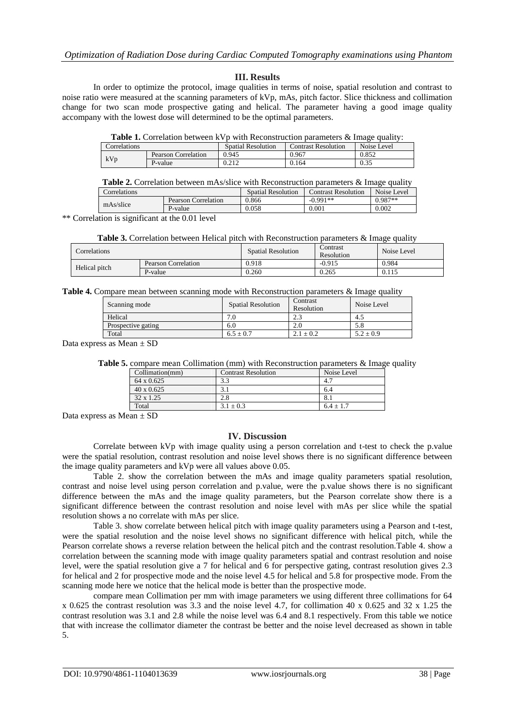## III. Results

In order to optimize the protocol, image qualities in terms of noise, spatial resolution and contrast to noise ratio were measured at the scanning parameters of kVp, mAs, pitch factor. Slice thickness and collimation change for two scan mode prospective gating and helical. The parameter having a good image quality accompany with the lowest dose will determined to be the optimal parameters.

**Table 1.** Correlation between kVp with Reconstruction parameters & Image quality:

| Correlations | | Spatial Resolution | Contrast Resolution | Noise Level |
|---|---|---|---|---|
| kVp | Pearson Correlation | 0.945 | 0.967 | 0.852 |
| | P-value | 0.212 | 0.164 | 0.35 |

**Table 2.** Correlation between mAs/slice with Reconstruction parameters & Image quality

| Correlations | | Spatial Resolution | Contrast Resolution | Noise Level |
|---|---|---|---|---|
| mAs/slice | Pearson Correlation | 0.866 | -0.991** | 0.987** |
| | P-value | 0.058 | 0.001 | 0.002 |

** Correlation is significant at the 0.01 level

**Table 3.** Correlation between Helical pitch with Reconstruction parameters & Image quality

| Correlations | | Spatial Resolution | Contrast Resolution | Noise Level |
|---|---|---|---|---|
| Helical pitch | Pearson Correlation | 0.918 | -0.915 | 0.984 |
| | P-value | 0.260 | 0.265 | 0.115 |

**Table 4.** Compare mean between scanning mode with Reconstruction parameters & Image quality

| Scanning mode | Spatial Resolution | Contrast Resolution | Noise Level |
|---|---|---|---|
| Helical | 7.0 | 2.3 | 4.5 |
| Prospective gating | 6.0 | 2.0 | 5.8 |
| Total | 6.5 ± 0.7 | 2.1 ± 0.2 | 5.2 ± 0.9 |

Data express as Mean ± SD

**Table 5.** compare mean Collimation (mm) with Reconstruction parameters & Image quality

| Collimation(mm) | Contrast Resolution | Noise Level |
|---|---|---|
| 64 x 0.625 | 3.3 | 4.7 |
| 40 x 0.625 | 3.1 | 6.4 |
| 32 x 1.25 | 2.8 | 8.1 |
| Total | 3.1 ± 0.3 | 6.4 ± 1.7 |

Data express as Mean ± SD

## IV. Discussion

Correlate between kVp with image quality using a person correlation and t-test to check the p.value were the spatial resolution, contrast resolution and noise level shows there is no significant difference between the image quality parameters and kVp were all values above 0.05.

Table 2. show the correlation between the mAs and image quality parameters spatial resolution, contrast and noise level using person correlation and p.value, were the p.value shows there is no significant difference between the mAs and the image quality parameters, but the Pearson correlate show there is a significant difference between the contrast resolution and noise level with mAs per slice while the spatial resolution shows a no correlate with mAs per slice.

Table 3. show correlate between helical pitch with image quality parameters using a Pearson and t-test, were the spatial resolution and the noise level shows no significant difference with helical pitch, while the Pearson correlate shows a reverse relation between the helical pitch and the contrast resolution.Table 4. show a correlation between the scanning mode with image quality parameters spatial and contrast resolution and noise level, were the spatial resolution give a 7 for helical and 6 for perspective gating, contrast resolution gives 2.3 for helical and 2 for prospective mode and the noise level 4.5 for helical and 5.8 for prospective mode. From the scanning mode here we notice that the helical mode is better than the prospective mode.

compare mean Collimation per mm with image parameters we using different three collimations for 64 x 0.625 the contrast resolution was 3.3 and the noise level 4.7, for collimation 40 x 0.625 and 32 x 1.25 the contrast resolution was 3.1 and 2.8 while the noise level was 6.4 and 8.1 respectively. From this table we notice that with increase the collimator diameter the contrast be better and the noise level decreased as shown in table 5.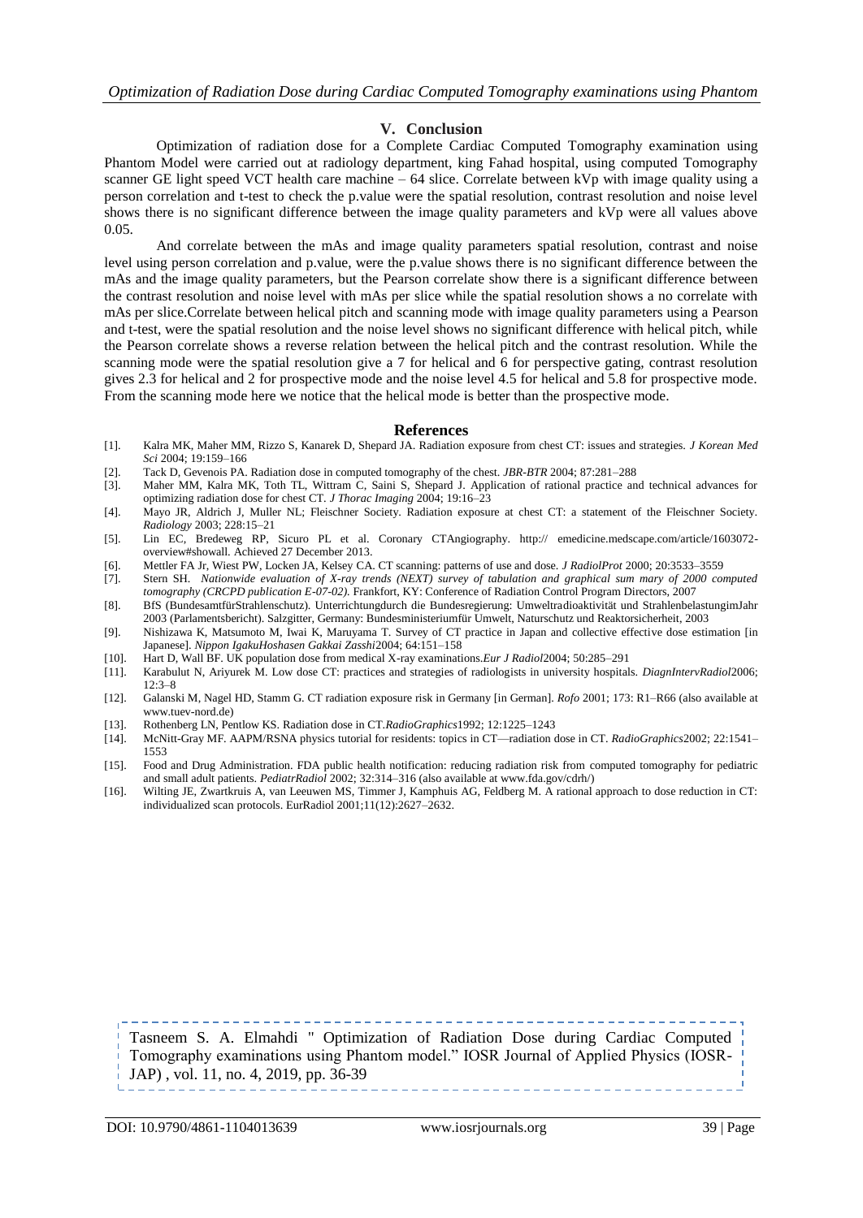## V. Conclusion

Optimization of radiation dose for a Complete Cardiac Computed Tomography examination using Phantom Model were carried out at radiology department, king Fahad hospital, using computed Tomography scanner GE light speed VCT health care machine – 64 slice. Correlate between kVp with image quality using a person correlation and t-test to check the p.value were the spatial resolution, contrast resolution and noise level shows there is no significant difference between the image quality parameters and kVp were all values above 0.05.

And correlate between the mAs and image quality parameters spatial resolution, contrast and noise level using person correlation and p.value, were the p.value shows there is no significant difference between the mAs and the image quality parameters, but the Pearson correlate show there is a significant difference between the contrast resolution and noise level with mAs per slice while the spatial resolution shows a no correlate with mAs per slice.Correlate between helical pitch and scanning mode with image quality parameters using a Pearson and t-test, were the spatial resolution and the noise level shows no significant difference with helical pitch, while the Pearson correlate shows a reverse relation between the helical pitch and the contrast resolution. While the scanning mode were the spatial resolution give a 7 for helical and 6 for perspective gating, contrast resolution gives 2.3 for helical and 2 for prospective mode and the noise level 4.5 for helical and 5.8 for prospective mode. From the scanning mode here we notice that the helical mode is better than the prospective mode.

## References

[1]. Kalra MK, Maher MM, Rizzo S, Kanarek D, Shepard JA. Radiation exposure from chest CT: issues and strategies. *J Korean Med Sci* 2004; 19:159–166

[2]. Tack D, Gevenois PA. Radiation dose in computed tomography of the chest. *JBR-BTR* 2004; 87:281–288

[3]. Maher MM, Kalra MK, Toth TL, Wittram C, Saini S, Shepard J. Application of rational practice and technical advances for optimizing radiation dose for chest CT. *J Thorac Imaging* 2004; 19:16–23

[4]. Mayo JR, Aldrich J, Muller NL; Fleischner Society. Radiation exposure at chest CT: a statement of the Fleischner Society. *Radiology* 2003; 228:15–21

[5]. Lin EC, Bredeweg RP, Sicuro PL et al. Coronary CTAngiography. http:// emedicine.medscape.com/article/1603072-overview#showall. Achieved 27 December 2013.

[6]. Mettler FA Jr, Wiest PW, Locken JA, Kelsey CA. CT scanning: patterns of use and dose. *J RadiolProt* 2000; 20:3533–3559

[7]. Stern SH. *Nationwide evaluation of X-ray trends (NEXT) survey of tabulation and graphical sum mary of 2000 computed tomography (CRCPD publication E-07-02).* Frankfort, KY: Conference of Radiation Control Program Directors, 2007

[8]. BfS (BundesamtfürStrahlenschutz). Unterrichtungdurch die Bundesregierung: Umweltradioaktivität und StrahlenbelastungimJahr 2003 (Parlamentsbericht). Salzgitter, Germany: Bundesministeriumfür Umwelt, Naturschutz und Reaktorsicherheit, 2003

[9]. Nishizawa K, Matsumoto M, Iwai K, Maruyama T. Survey of CT practice in Japan and collective effective dose estimation [in Japanese]. *Nippon IgakuHoshasen Gakkai Zasshi*2004; 64:151–158

[10]. Hart D, Wall BF. UK population dose from medical X-ray examinations.*Eur J Radiol*2004; 50:285–291

[11]. Karabulut N, Ariyurek M. Low dose CT: practices and strategies of radiologists in university hospitals. *DiagnIntervRadiol*2006; 12:3–8

[12]. Galanski M, Nagel HD, Stamm G. CT radiation exposure risk in Germany [in German]. *Rofo* 2001; 173: R1–R66 (also available at www.tuev-nord.de)

[13]. Rothenberg LN, Pentlow KS. Radiation dose in CT.*RadioGraphics*1992; 12:1225–1243

[14]. McNitt-Gray MF. AAPM/RSNA physics tutorial for residents: topics in CT—radiation dose in CT. *RadioGraphics*2002; 22:1541–1553

[15]. Food and Drug Administration. FDA public health notification: reducing radiation risk from computed tomography for pediatric and small adult patients. *PediatrRadiol* 2002; 32:314–316 (also available at www.fda.gov/cdrh/)

[16]. Wilting JE, Zwartkruis A, van Leeuwen MS, Timmer J, Kamphuis AG, Feldberg M. A rational approach to dose reduction in CT: individualized scan protocols. EurRadiol 2001;11(12):2627–2632.

Tasneem S. A. Elmahdi " Optimization of Radiation Dose during Cardiac Computed Tomography examinations using Phantom model." IOSR Journal of Applied Physics (IOSR-JAP) , vol. 11, no. 4, 2019, pp. 36-39